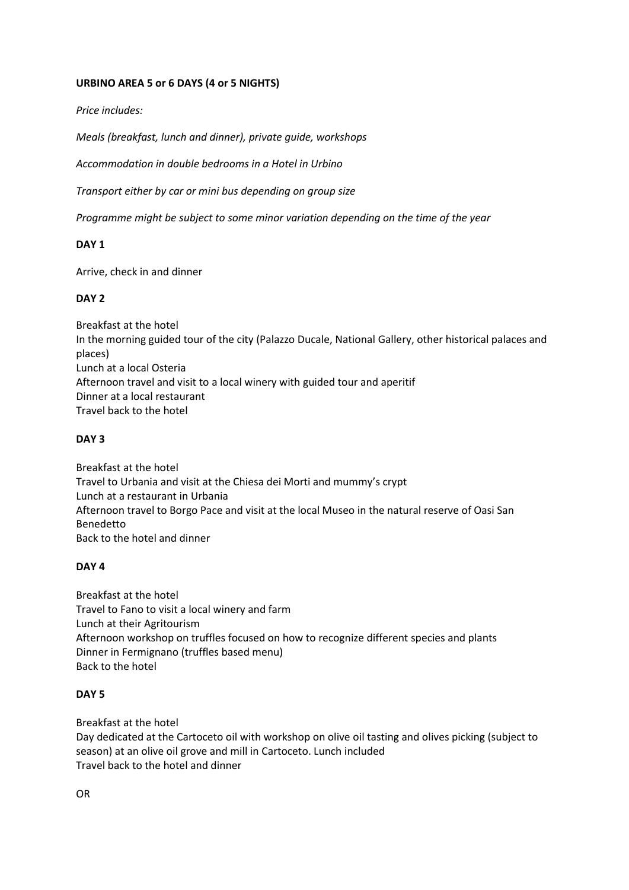**URBINO AREA 5 or 6 DAYS (4 or 5 NIGHTS)**

*Price includes:*

*Meals (breakfast, lunch and dinner), private guide, workshops*

*Accommodation in double bedrooms in a Hotel in Urbino*

*Transport either by car or mini bus depending on group size*

*Programme might be subject to some minor variation depending on the time of the year*

**DAY 1**

Arrive, check in and dinner

**DAY 2**

Breakfast at the hotel
In the morning guided tour of the city (Palazzo Ducale, National Gallery, other historical palaces and places)
Lunch at a local Osteria
Afternoon travel and visit to a local winery with guided tour and aperitif
Dinner at a local restaurant
Travel back to the hotel

**DAY 3**

Breakfast at the hotel
Travel to Urbania and visit at the Chiesa dei Morti and mummy's crypt
Lunch at a restaurant in Urbania
Afternoon travel to Borgo Pace and visit at the local Museo in the natural reserve of Oasi San Benedetto
Back to the hotel and dinner

**DAY 4**

Breakfast at the hotel
Travel to Fano to visit a local winery and farm
Lunch at their Agritourism
Afternoon workshop on truffles focused on how to recognize different species and plants
Dinner in Fermignano (truffles based menu)
Back to the hotel

**DAY 5**

Breakfast at the hotel
Day dedicated at the Cartoceto oil with workshop on olive oil tasting and olives picking (subject to season) at an olive oil grove and mill in Cartoceto. Lunch included
Travel back to the hotel and dinner

OR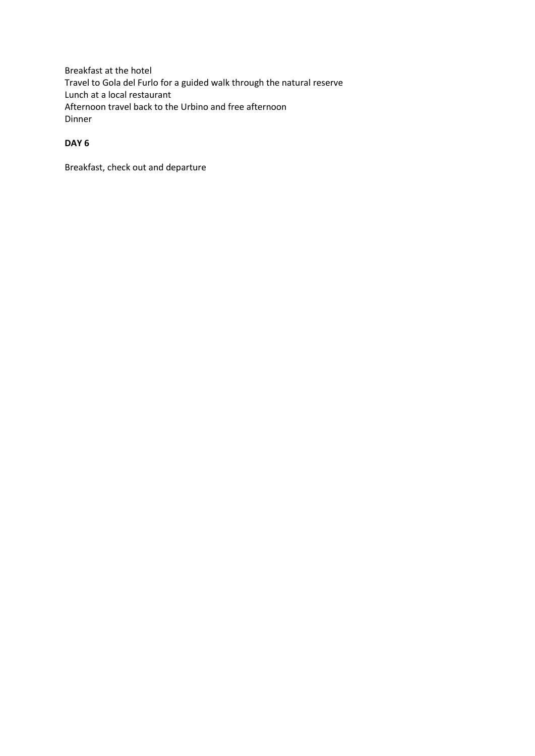Breakfast at the hotel
Travel to Gola del Furlo for a guided walk through the natural reserve
Lunch at a local restaurant
Afternoon travel back to the Urbino and free afternoon
Dinner

**DAY 6**

Breakfast, check out and departure